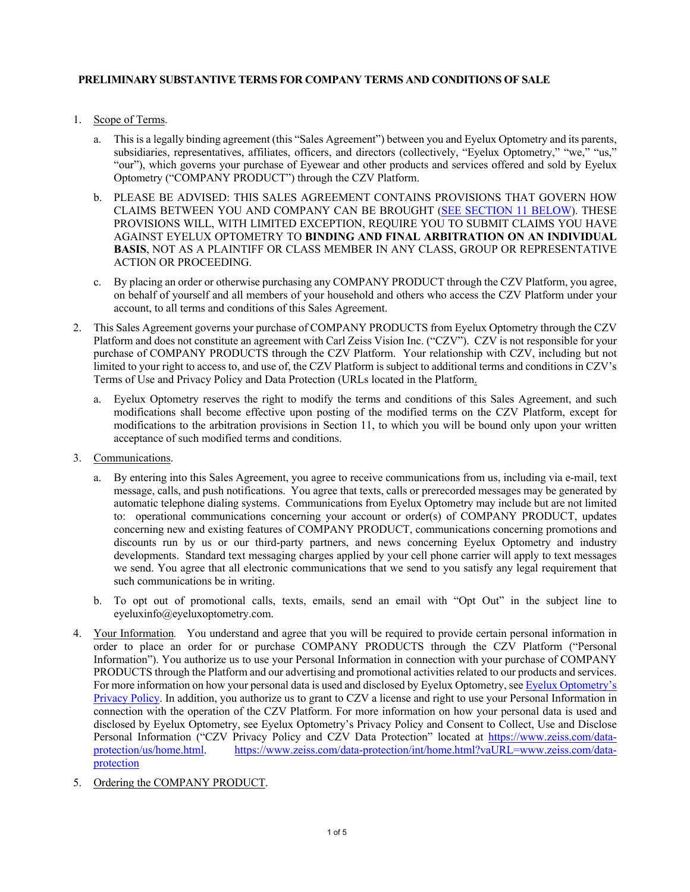**PRELIMINARY SUBSTANTIVE TERMS FOR COMPANY TERMS AND CONDITIONS OF SALE**

1. Scope of Terms.

   a. This is a legally binding agreement (this "Sales Agreement") between you and Eyelux Optometry and its parents, subsidiaries, representatives, affiliates, officers, and directors (collectively, "Eyelux Optometry," "we," "us," "our"), which governs your purchase of Eyewear and other products and services offered and sold by Eyelux Optometry ("COMPANY PRODUCT") through the CZV Platform.

   b. PLEASE BE ADVISED: THIS SALES AGREEMENT CONTAINS PROVISIONS THAT GOVERN HOW CLAIMS BETWEEN YOU AND COMPANY CAN BE BROUGHT (SEE SECTION 11 BELOW). THESE PROVISIONS WILL, WITH LIMITED EXCEPTION, REQUIRE YOU TO SUBMIT CLAIMS YOU HAVE AGAINST EYELUX OPTOMETRY TO **BINDING AND FINAL ARBITRATION ON AN INDIVIDUAL BASIS**, NOT AS A PLAINTIFF OR CLASS MEMBER IN ANY CLASS, GROUP OR REPRESENTATIVE ACTION OR PROCEEDING.

   c. By placing an order or otherwise purchasing any COMPANY PRODUCT through the CZV Platform, you agree, on behalf of yourself and all members of your household and others who access the CZV Platform under your account, to all terms and conditions of this Sales Agreement.

2. This Sales Agreement governs your purchase of COMPANY PRODUCTS from Eyelux Optometry through the CZV Platform and does not constitute an agreement with Carl Zeiss Vision Inc. ("CZV"). CZV is not responsible for your purchase of COMPANY PRODUCTS through the CZV Platform. Your relationship with CZV, including but not limited to your right to access to, and use of, the CZV Platform is subject to additional terms and conditions in CZV's Terms of Use and Privacy Policy and Data Protection (URLs located in the Platform.

   a. Eyelux Optometry reserves the right to modify the terms and conditions of this Sales Agreement, and such modifications shall become effective upon posting of the modified terms on the CZV Platform, except for modifications to the arbitration provisions in Section 11, to which you will be bound only upon your written acceptance of such modified terms and conditions.

3. Communications.

   a. By entering into this Sales Agreement, you agree to receive communications from us, including via e-mail, text message, calls, and push notifications. You agree that texts, calls or prerecorded messages may be generated by automatic telephone dialing systems. Communications from Eyelux Optometry may include but are not limited to: operational communications concerning your account or order(s) of COMPANY PRODUCT, updates concerning new and existing features of COMPANY PRODUCT, communications concerning promotions and discounts run by us or our third-party partners, and news concerning Eyelux Optometry and industry developments. Standard text messaging charges applied by your cell phone carrier will apply to text messages we send. You agree that all electronic communications that we send to you satisfy any legal requirement that such communications be in writing.

   b. To opt out of promotional calls, texts, emails, send an email with "Opt Out" in the subject line to eyeluxinfo@eyeluxoptometry.com.

4. Your Information. You understand and agree that you will be required to provide certain personal information in order to place an order for or purchase COMPANY PRODUCTS through the CZV Platform ("Personal Information"). You authorize us to use your Personal Information in connection with your purchase of COMPANY PRODUCTS through the Platform and our advertising and promotional activities related to our products and services. For more information on how your personal data is used and disclosed by Eyelux Optometry, see Eyelux Optometry's Privacy Policy. In addition, you authorize us to grant to CZV a license and right to use your Personal Information in connection with the operation of the CZV Platform. For more information on how your personal data is used and disclosed by Eyelux Optometry, see Eyelux Optometry's Privacy Policy and Consent to Collect, Use and Disclose Personal Information ("CZV Privacy Policy and CZV Data Protection" located at https://www.zeiss.com/data-protection/us/home.html. https://www.zeiss.com/data-protection/int/home.html?vaURL=www.zeiss.com/data-protection

5. Ordering the COMPANY PRODUCT.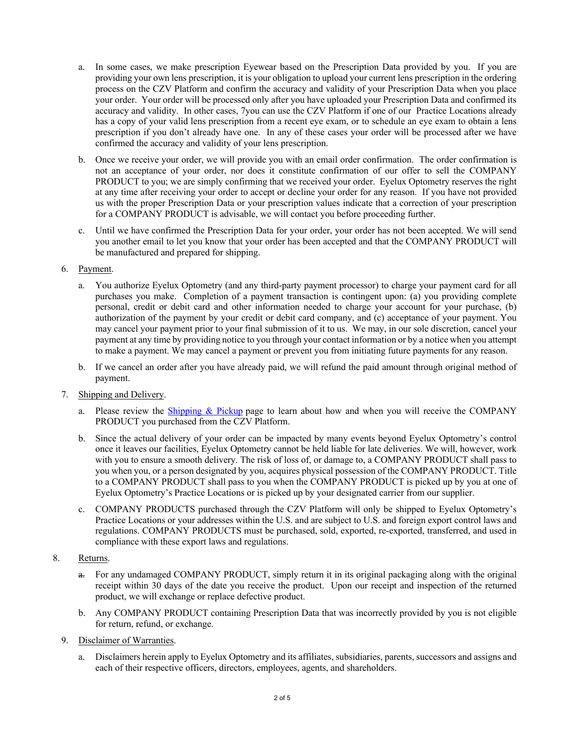a. In some cases, we make prescription Eyewear based on the Prescription Data provided by you. If you are providing your own lens prescription, it is your obligation to upload your current lens prescription in the ordering process on the CZV Platform and confirm the accuracy and validity of your Prescription Data when you place your order. Your order will be processed only after you have uploaded your Prescription Data and confirmed its accuracy and validity. In other cases, 7you can use the CZV Platform if one of our Practice Locations already has a copy of your valid lens prescription from a recent eye exam, or to schedule an eye exam to obtain a lens prescription if you don't already have one. In any of these cases your order will be processed after we have confirmed the accuracy and validity of your lens prescription.

b. Once we receive your order, we will provide you with an email order confirmation. The order confirmation is not an acceptance of your order, nor does it constitute confirmation of our offer to sell the COMPANY PRODUCT to you; we are simply confirming that we received your order. Eyelux Optometry reserves the right at any time after receiving your order to accept or decline your order for any reason. If you have not provided us with the proper Prescription Data or your prescription values indicate that a correction of your prescription for a COMPANY PRODUCT is advisable, we will contact you before proceeding further.

c. Until we have confirmed the Prescription Data for your order, your order has not been accepted. We will send you another email to let you know that your order has been accepted and that the COMPANY PRODUCT will be manufactured and prepared for shipping.

6. Payment.

a. You authorize Eyelux Optometry (and any third-party payment processor) to charge your payment card for all purchases you make. Completion of a payment transaction is contingent upon: (a) you providing complete personal, credit or debit card and other information needed to charge your account for your purchase, (b) authorization of the payment by your credit or debit card company, and (c) acceptance of your payment. You may cancel your payment prior to your final submission of it to us. We may, in our sole discretion, cancel your payment at any time by providing notice to you through your contact information or by a notice when you attempt to make a payment. We may cancel a payment or prevent you from initiating future payments for any reason.

b. If we cancel an order after you have already paid, we will refund the paid amount through original method of payment.

7. Shipping and Delivery.

a. Please review the Shipping & Pickup page to learn about how and when you will receive the COMPANY PRODUCT you purchased from the CZV Platform.

b. Since the actual delivery of your order can be impacted by many events beyond Eyelux Optometry's control once it leaves our facilities, Eyelux Optometry cannot be held liable for late deliveries. We will, however, work with you to ensure a smooth delivery. The risk of loss of, or damage to, a COMPANY PRODUCT shall pass to you when you, or a person designated by you, acquires physical possession of the COMPANY PRODUCT. Title to a COMPANY PRODUCT shall pass to you when the COMPANY PRODUCT is picked up by you at one of Eyelux Optometry's Practice Locations or is picked up by your designated carrier from our supplier.

c. COMPANY PRODUCTS purchased through the CZV Platform will only be shipped to Eyelux Optometry's Practice Locations or your addresses within the U.S. and are subject to U.S. and foreign export control laws and regulations. COMPANY PRODUCTS must be purchased, sold, exported, re-exported, transferred, and used in compliance with these export laws and regulations.

8. Returns.

a. For any undamaged COMPANY PRODUCT, simply return it in its original packaging along with the original receipt within 30 days of the date you receive the product. Upon our receipt and inspection of the returned product, we will exchange or replace defective product.

b. Any COMPANY PRODUCT containing Prescription Data that was incorrectly provided by you is not eligible for return, refund, or exchange.

9. Disclaimer of Warranties.

a. Disclaimers herein apply to Eyelux Optometry and its affiliates, subsidiaries, parents, successors and assigns and each of their respective officers, directors, employees, agents, and shareholders.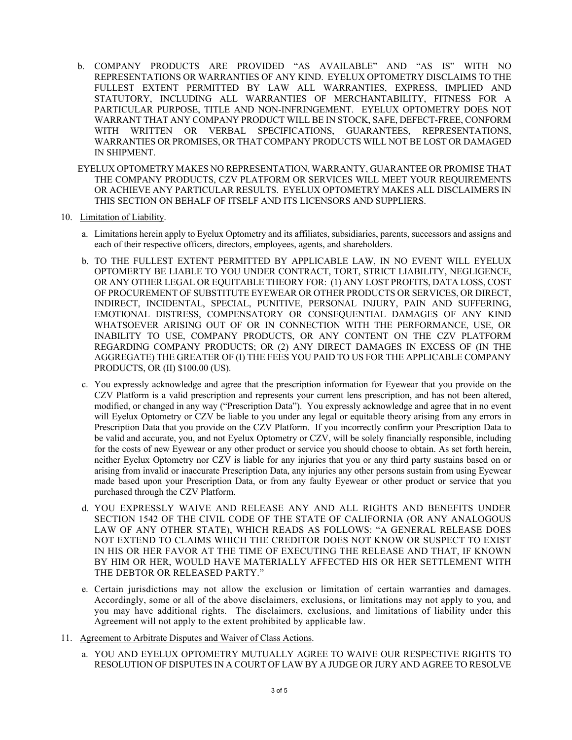b. COMPANY PRODUCTS ARE PROVIDED "AS AVAILABLE" AND "AS IS" WITH NO REPRESENTATIONS OR WARRANTIES OF ANY KIND. EYELUX OPTOMETRY DISCLAIMS TO THE FULLEST EXTENT PERMITTED BY LAW ALL WARRANTIES, EXPRESS, IMPLIED AND STATUTORY, INCLUDING ALL WARRANTIES OF MERCHANTABILITY, FITNESS FOR A PARTICULAR PURPOSE, TITLE AND NON-INFRINGEMENT. EYELUX OPTOMETRY DOES NOT WARRANT THAT ANY COMPANY PRODUCT WILL BE IN STOCK, SAFE, DEFECT-FREE, CONFORM WITH WRITTEN OR VERBAL SPECIFICATIONS, GUARANTEES, REPRESENTATIONS, WARRANTIES OR PROMISES, OR THAT COMPANY PRODUCTS WILL NOT BE LOST OR DAMAGED IN SHIPMENT.

EYELUX OPTOMETRY MAKES NO REPRESENTATION, WARRANTY, GUARANTEE OR PROMISE THAT THE COMPANY PRODUCTS, CZV PLATFORM OR SERVICES WILL MEET YOUR REQUIREMENTS OR ACHIEVE ANY PARTICULAR RESULTS. EYELUX OPTOMETRY MAKES ALL DISCLAIMERS IN THIS SECTION ON BEHALF OF ITSELF AND ITS LICENSORS AND SUPPLIERS.

10. Limitation of Liability.

a. Limitations herein apply to Eyelux Optometry and its affiliates, subsidiaries, parents, successors and assigns and each of their respective officers, directors, employees, agents, and shareholders.

b. TO THE FULLEST EXTENT PERMITTED BY APPLICABLE LAW, IN NO EVENT WILL EYELUX OPTOMERTY BE LIABLE TO YOU UNDER CONTRACT, TORT, STRICT LIABILITY, NEGLIGENCE, OR ANY OTHER LEGAL OR EQUITABLE THEORY FOR: (1) ANY LOST PROFITS, DATA LOSS, COST OF PROCUREMENT OF SUBSTITUTE EYEWEAR OR OTHER PRODUCTS OR SERVICES, OR DIRECT, INDIRECT, INCIDENTAL, SPECIAL, PUNITIVE, PERSONAL INJURY, PAIN AND SUFFERING, EMOTIONAL DISTRESS, COMPENSATORY OR CONSEQUENTIAL DAMAGES OF ANY KIND WHATSOEVER ARISING OUT OF OR IN CONNECTION WITH THE PERFORMANCE, USE, OR INABILITY TO USE, COMPANY PRODUCTS, OR ANY CONTENT ON THE CZV PLATFORM REGARDING COMPANY PRODUCTS; OR (2) ANY DIRECT DAMAGES IN EXCESS OF (IN THE AGGREGATE) THE GREATER OF (I) THE FEES YOU PAID TO US FOR THE APPLICABLE COMPANY PRODUCTS, OR (II) $100.00 (US).

c. You expressly acknowledge and agree that the prescription information for Eyewear that you provide on the CZV Platform is a valid prescription and represents your current lens prescription, and has not been altered, modified, or changed in any way ("Prescription Data"). You expressly acknowledge and agree that in no event will Eyelux Optometry or CZV be liable to you under any legal or equitable theory arising from any errors in Prescription Data that you provide on the CZV Platform. If you incorrectly confirm your Prescription Data to be valid and accurate, you, and not Eyelux Optometry or CZV, will be solely financially responsible, including for the costs of new Eyewear or any other product or service you should choose to obtain. As set forth herein, neither Eyelux Optometry nor CZV is liable for any injuries that you or any third party sustains based on or arising from invalid or inaccurate Prescription Data, any injuries any other persons sustain from using Eyewear made based upon your Prescription Data, or from any faulty Eyewear or other product or service that you purchased through the CZV Platform.

d. YOU EXPRESSLY WAIVE AND RELEASE ANY AND ALL RIGHTS AND BENEFITS UNDER SECTION 1542 OF THE CIVIL CODE OF THE STATE OF CALIFORNIA (OR ANY ANALOGOUS LAW OF ANY OTHER STATE), WHICH READS AS FOLLOWS: "A GENERAL RELEASE DOES NOT EXTEND TO CLAIMS WHICH THE CREDITOR DOES NOT KNOW OR SUSPECT TO EXIST IN HIS OR HER FAVOR AT THE TIME OF EXECUTING THE RELEASE AND THAT, IF KNOWN BY HIM OR HER, WOULD HAVE MATERIALLY AFFECTED HIS OR HER SETTLEMENT WITH THE DEBTOR OR RELEASED PARTY."

e. Certain jurisdictions may not allow the exclusion or limitation of certain warranties and damages. Accordingly, some or all of the above disclaimers, exclusions, or limitations may not apply to you, and you may have additional rights. The disclaimers, exclusions, and limitations of liability under this Agreement will not apply to the extent prohibited by applicable law.

11. Agreement to Arbitrate Disputes and Waiver of Class Actions.

a. YOU AND EYELUX OPTOMETRY MUTUALLY AGREE TO WAIVE OUR RESPECTIVE RIGHTS TO RESOLUTION OF DISPUTES IN A COURT OF LAW BY A JUDGE OR JURY AND AGREE TO RESOLVE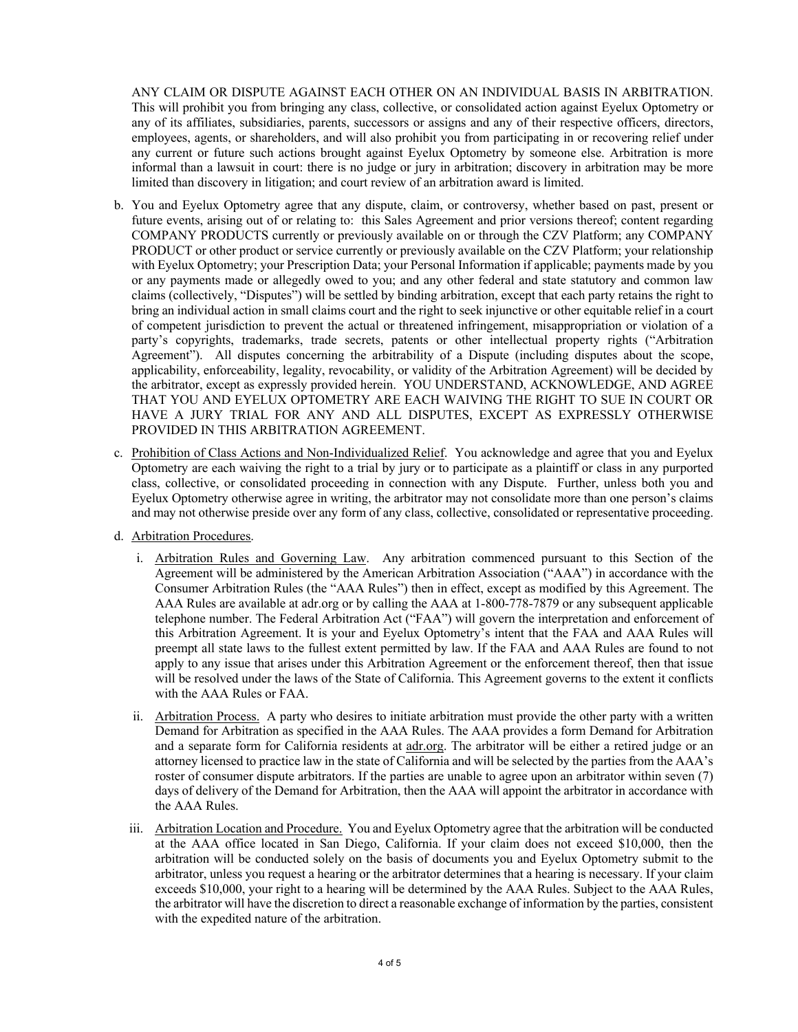ANY CLAIM OR DISPUTE AGAINST EACH OTHER ON AN INDIVIDUAL BASIS IN ARBITRATION. This will prohibit you from bringing any class, collective, or consolidated action against Eyelux Optometry or any of its affiliates, subsidiaries, parents, successors or assigns and any of their respective officers, directors, employees, agents, or shareholders, and will also prohibit you from participating in or recovering relief under any current or future such actions brought against Eyelux Optometry by someone else. Arbitration is more informal than a lawsuit in court: there is no judge or jury in arbitration; discovery in arbitration may be more limited than discovery in litigation; and court review of an arbitration award is limited.

b. You and Eyelux Optometry agree that any dispute, claim, or controversy, whether based on past, present or future events, arising out of or relating to: this Sales Agreement and prior versions thereof; content regarding COMPANY PRODUCTS currently or previously available on or through the CZV Platform; any COMPANY PRODUCT or other product or service currently or previously available on the CZV Platform; your relationship with Eyelux Optometry; your Prescription Data; your Personal Information if applicable; payments made by you or any payments made or allegedly owed to you; and any other federal and state statutory and common law claims (collectively, "Disputes") will be settled by binding arbitration, except that each party retains the right to bring an individual action in small claims court and the right to seek injunctive or other equitable relief in a court of competent jurisdiction to prevent the actual or threatened infringement, misappropriation or violation of a party's copyrights, trademarks, trade secrets, patents or other intellectual property rights ("Arbitration Agreement"). All disputes concerning the arbitrability of a Dispute (including disputes about the scope, applicability, enforceability, legality, revocability, or validity of the Arbitration Agreement) will be decided by the arbitrator, except as expressly provided herein. YOU UNDERSTAND, ACKNOWLEDGE, AND AGREE THAT YOU AND EYELUX OPTOMETRY ARE EACH WAIVING THE RIGHT TO SUE IN COURT OR HAVE A JURY TRIAL FOR ANY AND ALL DISPUTES, EXCEPT AS EXPRESSLY OTHERWISE PROVIDED IN THIS ARBITRATION AGREEMENT.

c. Prohibition of Class Actions and Non-Individualized Relief. You acknowledge and agree that you and Eyelux Optometry are each waiving the right to a trial by jury or to participate as a plaintiff or class in any purported class, collective, or consolidated proceeding in connection with any Dispute. Further, unless both you and Eyelux Optometry otherwise agree in writing, the arbitrator may not consolidate more than one person's claims and may not otherwise preside over any form of any class, collective, consolidated or representative proceeding.

d. Arbitration Procedures.

   i. Arbitration Rules and Governing Law. Any arbitration commenced pursuant to this Section of the Agreement will be administered by the American Arbitration Association ("AAA") in accordance with the Consumer Arbitration Rules (the "AAA Rules") then in effect, except as modified by this Agreement. The AAA Rules are available at adr.org or by calling the AAA at 1-800-778-7879 or any subsequent applicable telephone number. The Federal Arbitration Act ("FAA") will govern the interpretation and enforcement of this Arbitration Agreement. It is your and Eyelux Optometry's intent that the FAA and AAA Rules will preempt all state laws to the fullest extent permitted by law. If the FAA and AAA Rules are found to not apply to any issue that arises under this Arbitration Agreement or the enforcement thereof, then that issue will be resolved under the laws of the State of California. This Agreement governs to the extent it conflicts with the AAA Rules or FAA.

   ii. Arbitration Process. A party who desires to initiate arbitration must provide the other party with a written Demand for Arbitration as specified in the AAA Rules. The AAA provides a form Demand for Arbitration and a separate form for California residents at adr.org. The arbitrator will be either a retired judge or an attorney licensed to practice law in the state of California and will be selected by the parties from the AAA's roster of consumer dispute arbitrators. If the parties are unable to agree upon an arbitrator within seven (7) days of delivery of the Demand for Arbitration, then the AAA will appoint the arbitrator in accordance with the AAA Rules.

   iii. Arbitration Location and Procedure. You and Eyelux Optometry agree that the arbitration will be conducted at the AAA office located in San Diego, California. If your claim does not exceed $10,000, then the arbitration will be conducted solely on the basis of documents you and Eyelux Optometry submit to the arbitrator, unless you request a hearing or the arbitrator determines that a hearing is necessary. If your claim exceeds $10,000, your right to a hearing will be determined by the AAA Rules. Subject to the AAA Rules, the arbitrator will have the discretion to direct a reasonable exchange of information by the parties, consistent with the expedited nature of the arbitration.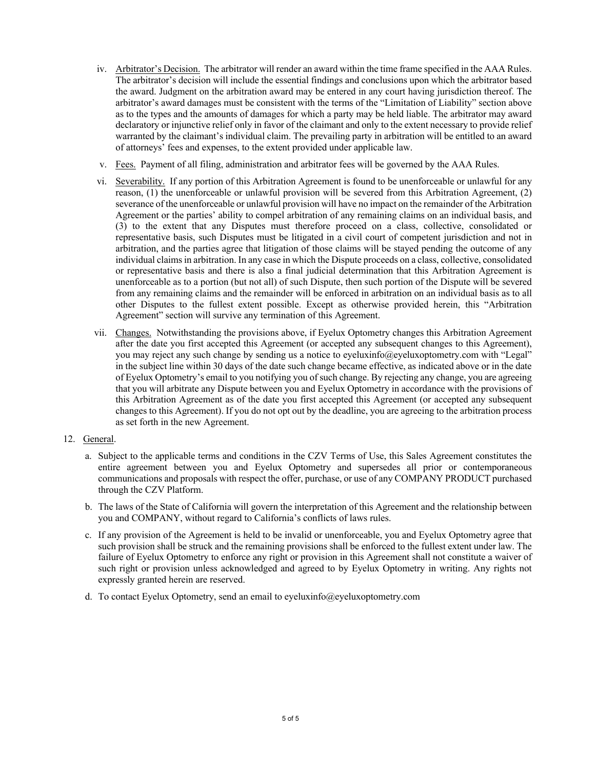iv. Arbitrator's Decision. The arbitrator will render an award within the time frame specified in the AAA Rules. The arbitrator's decision will include the essential findings and conclusions upon which the arbitrator based the award. Judgment on the arbitration award may be entered in any court having jurisdiction thereof. The arbitrator's award damages must be consistent with the terms of the "Limitation of Liability" section above as to the types and the amounts of damages for which a party may be held liable. The arbitrator may award declaratory or injunctive relief only in favor of the claimant and only to the extent necessary to provide relief warranted by the claimant's individual claim. The prevailing party in arbitration will be entitled to an award of attorneys' fees and expenses, to the extent provided under applicable law.

v. Fees. Payment of all filing, administration and arbitrator fees will be governed by the AAA Rules.

vi. Severability. If any portion of this Arbitration Agreement is found to be unenforceable or unlawful for any reason, (1) the unenforceable or unlawful provision will be severed from this Arbitration Agreement, (2) severance of the unenforceable or unlawful provision will have no impact on the remainder of the Arbitration Agreement or the parties' ability to compel arbitration of any remaining claims on an individual basis, and (3) to the extent that any Disputes must therefore proceed on a class, collective, consolidated or representative basis, such Disputes must be litigated in a civil court of competent jurisdiction and not in arbitration, and the parties agree that litigation of those claims will be stayed pending the outcome of any individual claims in arbitration. In any case in which the Dispute proceeds on a class, collective, consolidated or representative basis and there is also a final judicial determination that this Arbitration Agreement is unenforceable as to a portion (but not all) of such Dispute, then such portion of the Dispute will be severed from any remaining claims and the remainder will be enforced in arbitration on an individual basis as to all other Disputes to the fullest extent possible. Except as otherwise provided herein, this "Arbitration Agreement" section will survive any termination of this Agreement.

vii. Changes. Notwithstanding the provisions above, if Eyelux Optometry changes this Arbitration Agreement after the date you first accepted this Agreement (or accepted any subsequent changes to this Agreement), you may reject any such change by sending us a notice to eyeluxinfo@eyeluxoptometry.com with "Legal" in the subject line within 30 days of the date such change became effective, as indicated above or in the date of Eyelux Optometry's email to you notifying you of such change. By rejecting any change, you are agreeing that you will arbitrate any Dispute between you and Eyelux Optometry in accordance with the provisions of this Arbitration Agreement as of the date you first accepted this Agreement (or accepted any subsequent changes to this Agreement). If you do not opt out by the deadline, you are agreeing to the arbitration process as set forth in the new Agreement.

12. General.

a. Subject to the applicable terms and conditions in the CZV Terms of Use, this Sales Agreement constitutes the entire agreement between you and Eyelux Optometry and supersedes all prior or contemporaneous communications and proposals with respect the offer, purchase, or use of any COMPANY PRODUCT purchased through the CZV Platform.

b. The laws of the State of California will govern the interpretation of this Agreement and the relationship between you and COMPANY, without regard to California's conflicts of laws rules.

c. If any provision of the Agreement is held to be invalid or unenforceable, you and Eyelux Optometry agree that such provision shall be struck and the remaining provisions shall be enforced to the fullest extent under law. The failure of Eyelux Optometry to enforce any right or provision in this Agreement shall not constitute a waiver of such right or provision unless acknowledged and agreed to by Eyelux Optometry in writing. Any rights not expressly granted herein are reserved.

d. To contact Eyelux Optometry, send an email to eyeluxinfo@eyeluxoptometry.com